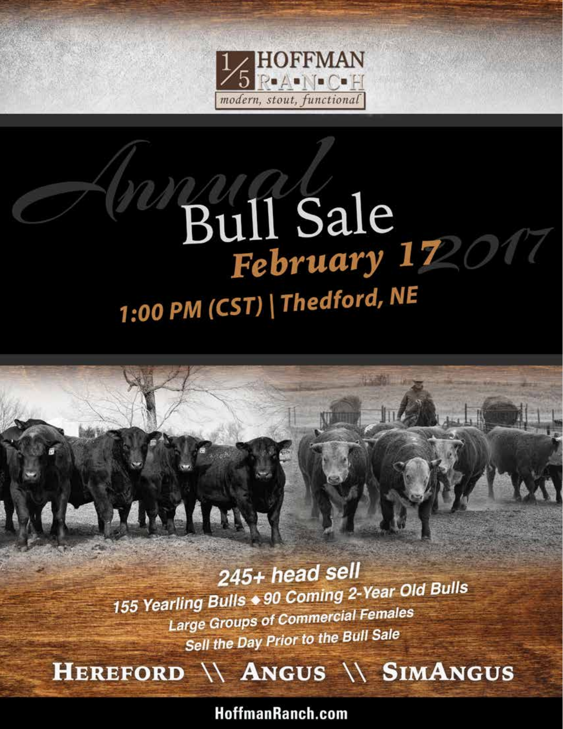# HOFFMAN RANCH

*modern, stout, functional*

# Annual Bull Sale 2017

## February 17

## 1:00 PM (CST) | Thedford, NE

**245+ head sell**

155 Yearling Bulls ◆ 90 Coming 2-Year Old Bulls

Large Groups of Commercial Females Sell the Day Prior to the Bull Sale

**HEREFORD \\ ANGUS \\ SIMANGUS**

HoffmanRanch.com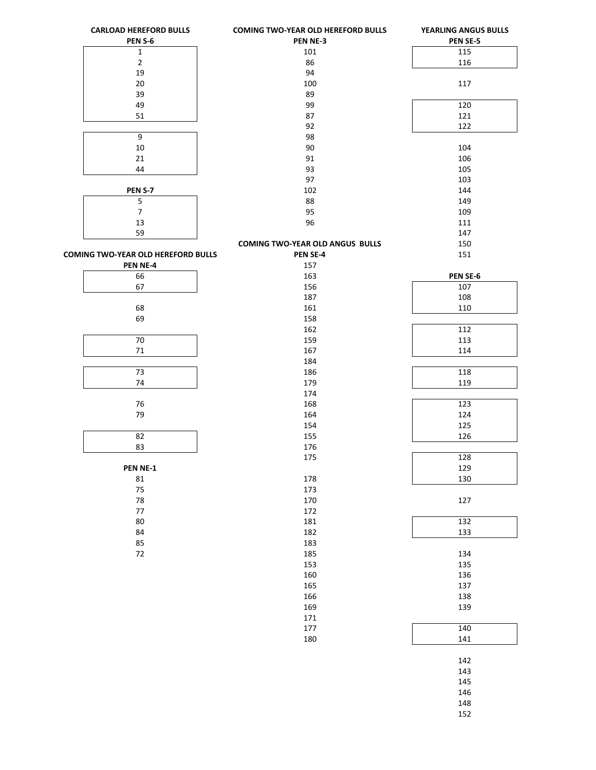**CARLOAD HEREFORD BULLS**

**PEN S-6**

1
2
19
20
39
49
51

9
10
21
44

**PEN S-7**

5
7
13
59

**COMING TWO-YEAR OLD HEREFORD BULLS**

**PEN NE-4**

66
67

68
69

70
71

73
74

76
79

82
83

**PEN NE-1**

81
75
78
77
80
84
85
72

**COMING TWO-YEAR OLD HEREFORD BULLS**

**PEN NE-3**

101
86
94
100
89
99
87
92
98
90
91
93
97
102
88
95
96

**COMING TWO-YEAR OLD ANGUS BULLS**

**PEN SE-4**

157
163
156
187
161
158
162
159
167
184
186
179
174
168
164
154
155
176
175

178
173
170
172
181
182
183
185
153
160
165
166
169
171
177
180

**YEARLING ANGUS BULLS**

**PEN SE-5**

115
116

117

120
121
122

104
106
105
103
144
149
109
111
147
150
151

**PEN SE-6**

107
108
110

112
113
114

118
119

123
124
125
126

128
129
130

127

132
133

134
135
136
137
138
139

140
141

142
143
145
146
148
152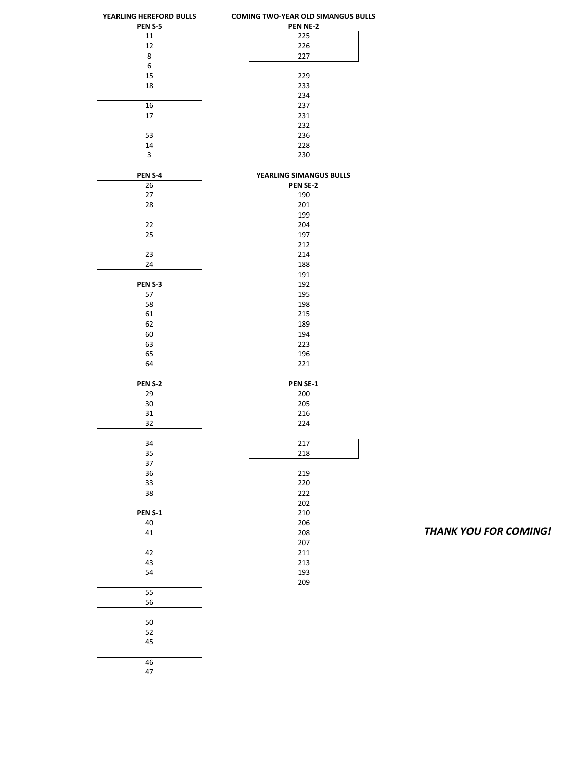**YEARLING HEREFORD BULLS**

**PEN S-5**

11
12
8
6
15
18

16
17

53
14
3

**PEN S-4**

26
27
28

22
25

23
24

**PEN S-3**

57
58
61
62
60
63
65
64

**PEN S-2**

29
30
31
32

34
35
37
36
33
38

**PEN S-1**

40
41

42
43
54

55
56

50
52
45

46
47

**COMING TWO-YEAR OLD SIMANGUS BULLS**

**PEN NE-2**

225
226
227

229
233
234
237
231
232
236
228
230

**YEARLING SIMANGUS BULLS**

**PEN SE-2**

190
201
199
204
197
212
214
188
191
192
195
198
215
189
194
223
196
221

**PEN SE-1**

200
205
216
224

217
218

219
220
222
202
210
206
208
207
211
213
193
209

***THANK YOU FOR COMING!***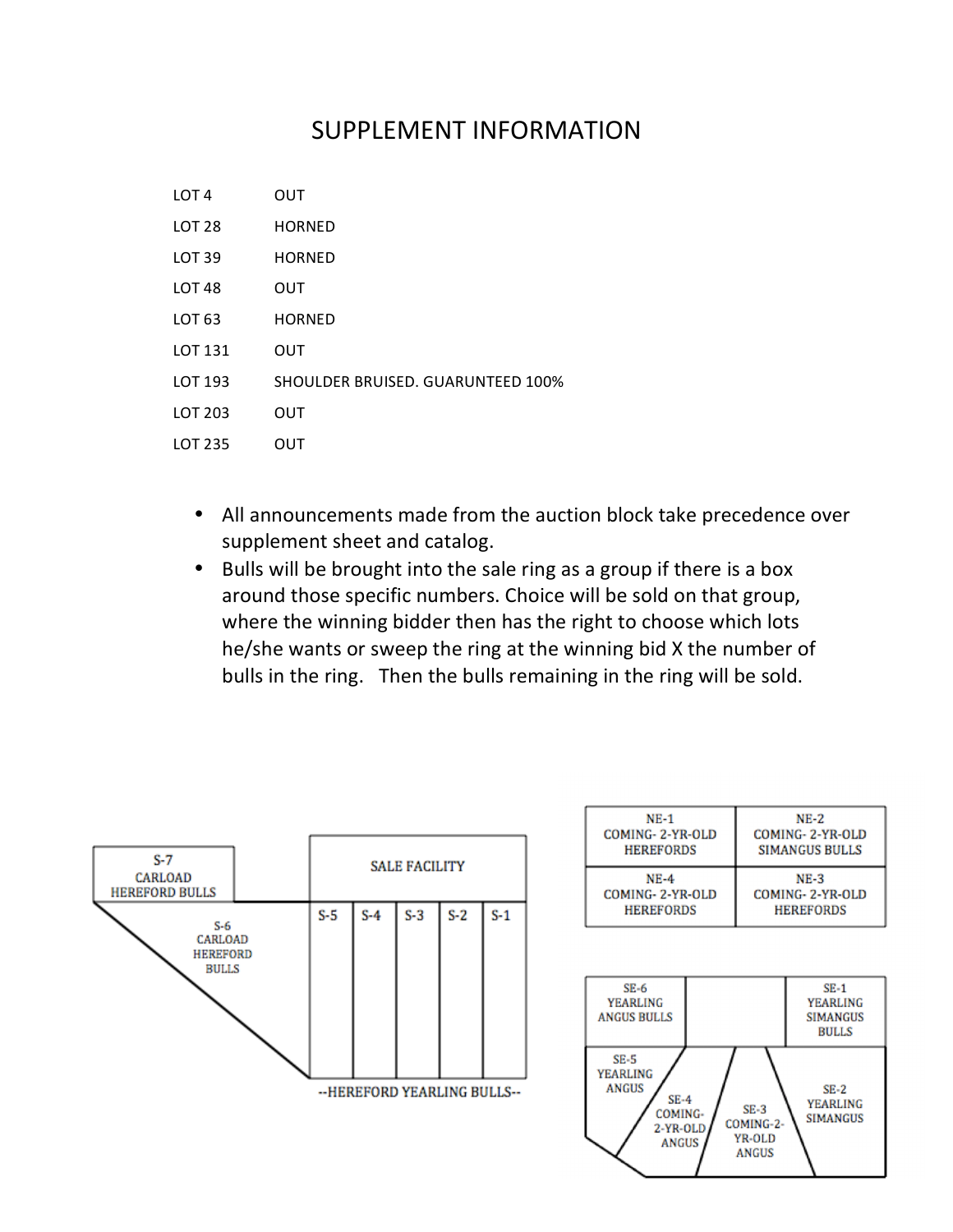# SUPPLEMENT INFORMATION

| | |
|---|---|
| LOT 4 | OUT |
| LOT 28 | HORNED |
| LOT 39 | HORNED |
| LOT 48 | OUT |
| LOT 63 | HORNED |
| LOT 131 | OUT |
| LOT 193 | SHOULDER BRUISED. GUARUNTEED 100% |
| LOT 203 | OUT |
| LOT 235 | OUT |

- All announcements made from the auction block take precedence over supplement sheet and catalog.
- Bulls will be brought into the sale ring as a group if there is a box around those specific numbers. Choice will be sold on that group, where the winning bidder then has the right to choose which lots he/she wants or sweep the ring at the winning bid X the number of bulls in the ring. Then the bulls remaining in the ring will be sold.

S-7 CARLOAD HEREFORD BULLS

SALE FACILITY

S-6 CARLOAD HEREFORD BULLS

S-5 | S-4 | S-3 | S-2 | S-1

--HEREFORD YEARLING BULLS--

| | |
|---|---|
| NE-1 COMING- 2-YR-OLD HEREFORDS | NE-2 COMING- 2-YR-OLD SIMANGUS BULLS |
| NE-4 COMING- 2-YR-OLD HEREFORDS | NE-3 COMING- 2-YR-OLD HEREFORDS |

SE-6 YEARLING ANGUS BULLS

SE-1 YEARLING SIMANGUS BULLS

SE-5 YEARLING ANGUS

SE-4 COMING-2-YR-OLD ANGUS

SE-3 COMING-2-YR-OLD ANGUS

SE-2 YEARLING SIMANGUS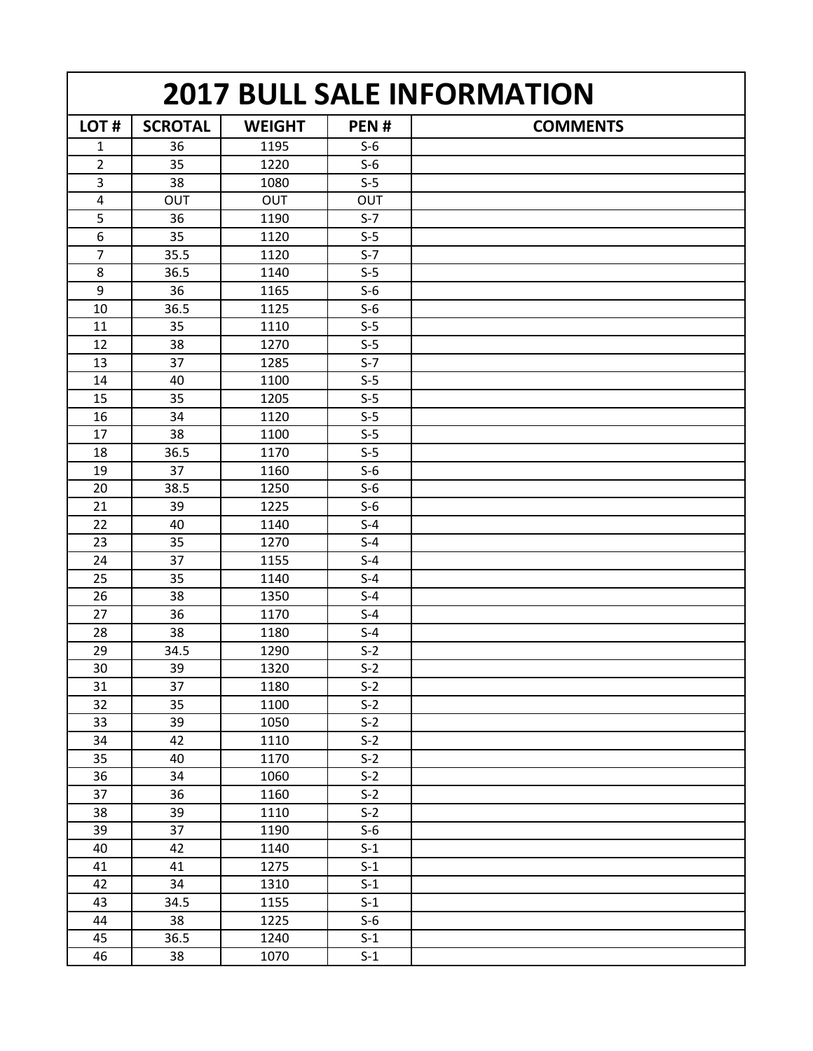# 2017 BULL SALE INFORMATION

| LOT # | SCROTAL | WEIGHT | PEN # | COMMENTS |
|---|---|---|---|---|
| 1 | 36 | 1195 | S-6 | |
| 2 | 35 | 1220 | S-6 | |
| 3 | 38 | 1080 | S-5 | |
| 4 | OUT | OUT | OUT | |
| 5 | 36 | 1190 | S-7 | |
| 6 | 35 | 1120 | S-5 | |
| 7 | 35.5 | 1120 | S-7 | |
| 8 | 36.5 | 1140 | S-5 | |
| 9 | 36 | 1165 | S-6 | |
| 10 | 36.5 | 1125 | S-6 | |
| 11 | 35 | 1110 | S-5 | |
| 12 | 38 | 1270 | S-5 | |
| 13 | 37 | 1285 | S-7 | |
| 14 | 40 | 1100 | S-5 | |
| 15 | 35 | 1205 | S-5 | |
| 16 | 34 | 1120 | S-5 | |
| 17 | 38 | 1100 | S-5 | |
| 18 | 36.5 | 1170 | S-5 | |
| 19 | 37 | 1160 | S-6 | |
| 20 | 38.5 | 1250 | S-6 | |
| 21 | 39 | 1225 | S-6 | |
| 22 | 40 | 1140 | S-4 | |
| 23 | 35 | 1270 | S-4 | |
| 24 | 37 | 1155 | S-4 | |
| 25 | 35 | 1140 | S-4 | |
| 26 | 38 | 1350 | S-4 | |
| 27 | 36 | 1170 | S-4 | |
| 28 | 38 | 1180 | S-4 | |
| 29 | 34.5 | 1290 | S-2 | |
| 30 | 39 | 1320 | S-2 | |
| 31 | 37 | 1180 | S-2 | |
| 32 | 35 | 1100 | S-2 | |
| 33 | 39 | 1050 | S-2 | |
| 34 | 42 | 1110 | S-2 | |
| 35 | 40 | 1170 | S-2 | |
| 36 | 34 | 1060 | S-2 | |
| 37 | 36 | 1160 | S-2 | |
| 38 | 39 | 1110 | S-2 | |
| 39 | 37 | 1190 | S-6 | |
| 40 | 42 | 1140 | S-1 | |
| 41 | 41 | 1275 | S-1 | |
| 42 | 34 | 1310 | S-1 | |
| 43 | 34.5 | 1155 | S-1 | |
| 44 | 38 | 1225 | S-6 | |
| 45 | 36.5 | 1240 | S-1 | |
| 46 | 38 | 1070 | S-1 | |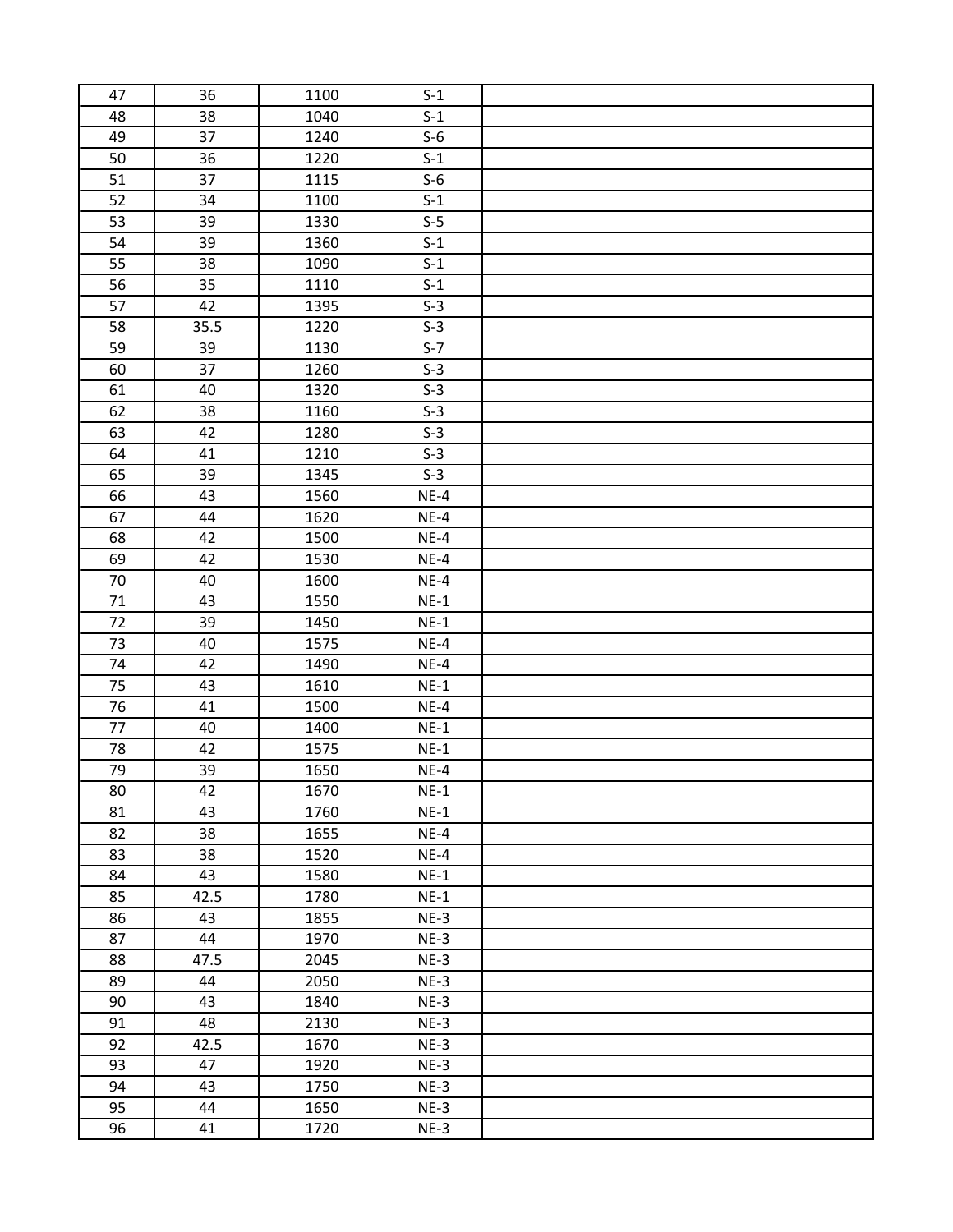|  |  |  |  |  |
| --- | --- | --- | --- | --- |
| 47 | 36 | 1100 | S-1 |  |
| 48 | 38 | 1040 | S-1 |  |
| 49 | 37 | 1240 | S-6 |  |
| 50 | 36 | 1220 | S-1 |  |
| 51 | 37 | 1115 | S-6 |  |
| 52 | 34 | 1100 | S-1 |  |
| 53 | 39 | 1330 | S-5 |  |
| 54 | 39 | 1360 | S-1 |  |
| 55 | 38 | 1090 | S-1 |  |
| 56 | 35 | 1110 | S-1 |  |
| 57 | 42 | 1395 | S-3 |  |
| 58 | 35.5 | 1220 | S-3 |  |
| 59 | 39 | 1130 | S-7 |  |
| 60 | 37 | 1260 | S-3 |  |
| 61 | 40 | 1320 | S-3 |  |
| 62 | 38 | 1160 | S-3 |  |
| 63 | 42 | 1280 | S-3 |  |
| 64 | 41 | 1210 | S-3 |  |
| 65 | 39 | 1345 | S-3 |  |
| 66 | 43 | 1560 | NE-4 |  |
| 67 | 44 | 1620 | NE-4 |  |
| 68 | 42 | 1500 | NE-4 |  |
| 69 | 42 | 1530 | NE-4 |  |
| 70 | 40 | 1600 | NE-4 |  |
| 71 | 43 | 1550 | NE-1 |  |
| 72 | 39 | 1450 | NE-1 |  |
| 73 | 40 | 1575 | NE-4 |  |
| 74 | 42 | 1490 | NE-4 |  |
| 75 | 43 | 1610 | NE-1 |  |
| 76 | 41 | 1500 | NE-4 |  |
| 77 | 40 | 1400 | NE-1 |  |
| 78 | 42 | 1575 | NE-1 |  |
| 79 | 39 | 1650 | NE-4 |  |
| 80 | 42 | 1670 | NE-1 |  |
| 81 | 43 | 1760 | NE-1 |  |
| 82 | 38 | 1655 | NE-4 |  |
| 83 | 38 | 1520 | NE-4 |  |
| 84 | 43 | 1580 | NE-1 |  |
| 85 | 42.5 | 1780 | NE-1 |  |
| 86 | 43 | 1855 | NE-3 |  |
| 87 | 44 | 1970 | NE-3 |  |
| 88 | 47.5 | 2045 | NE-3 |  |
| 89 | 44 | 2050 | NE-3 |  |
| 90 | 43 | 1840 | NE-3 |  |
| 91 | 48 | 2130 | NE-3 |  |
| 92 | 42.5 | 1670 | NE-3 |  |
| 93 | 47 | 1920 | NE-3 |  |
| 94 | 43 | 1750 | NE-3 |  |
| 95 | 44 | 1650 | NE-3 |  |
| 96 | 41 | 1720 | NE-3 |  |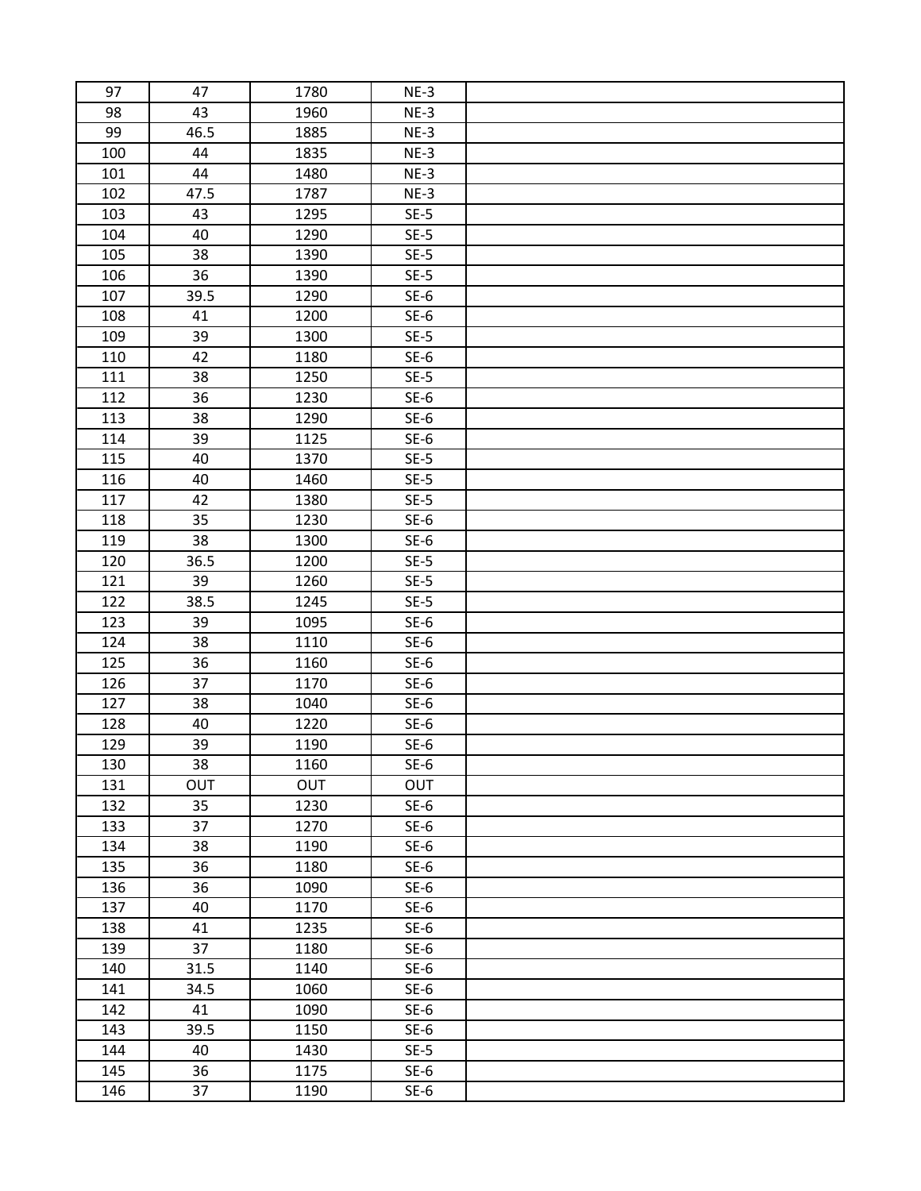| 97 | 47 | 1780 | NE-3 | |
|---|---|---|---|---|
| 98 | 43 | 1960 | NE-3 | |
| 99 | 46.5 | 1885 | NE-3 | |
| 100 | 44 | 1835 | NE-3 | |
| 101 | 44 | 1480 | NE-3 | |
| 102 | 47.5 | 1787 | NE-3 | |
| 103 | 43 | 1295 | SE-5 | |
| 104 | 40 | 1290 | SE-5 | |
| 105 | 38 | 1390 | SE-5 | |
| 106 | 36 | 1390 | SE-5 | |
| 107 | 39.5 | 1290 | SE-6 | |
| 108 | 41 | 1200 | SE-6 | |
| 109 | 39 | 1300 | SE-5 | |
| 110 | 42 | 1180 | SE-6 | |
| 111 | 38 | 1250 | SE-5 | |
| 112 | 36 | 1230 | SE-6 | |
| 113 | 38 | 1290 | SE-6 | |
| 114 | 39 | 1125 | SE-6 | |
| 115 | 40 | 1370 | SE-5 | |
| 116 | 40 | 1460 | SE-5 | |
| 117 | 42 | 1380 | SE-5 | |
| 118 | 35 | 1230 | SE-6 | |
| 119 | 38 | 1300 | SE-6 | |
| 120 | 36.5 | 1200 | SE-5 | |
| 121 | 39 | 1260 | SE-5 | |
| 122 | 38.5 | 1245 | SE-5 | |
| 123 | 39 | 1095 | SE-6 | |
| 124 | 38 | 1110 | SE-6 | |
| 125 | 36 | 1160 | SE-6 | |
| 126 | 37 | 1170 | SE-6 | |
| 127 | 38 | 1040 | SE-6 | |
| 128 | 40 | 1220 | SE-6 | |
| 129 | 39 | 1190 | SE-6 | |
| 130 | 38 | 1160 | SE-6 | |
| 131 | OUT | OUT | OUT | |
| 132 | 35 | 1230 | SE-6 | |
| 133 | 37 | 1270 | SE-6 | |
| 134 | 38 | 1190 | SE-6 | |
| 135 | 36 | 1180 | SE-6 | |
| 136 | 36 | 1090 | SE-6 | |
| 137 | 40 | 1170 | SE-6 | |
| 138 | 41 | 1235 | SE-6 | |
| 139 | 37 | 1180 | SE-6 | |
| 140 | 31.5 | 1140 | SE-6 | |
| 141 | 34.5 | 1060 | SE-6 | |
| 142 | 41 | 1090 | SE-6 | |
| 143 | 39.5 | 1150 | SE-6 | |
| 144 | 40 | 1430 | SE-5 | |
| 145 | 36 | 1175 | SE-6 | |
| 146 | 37 | 1190 | SE-6 | |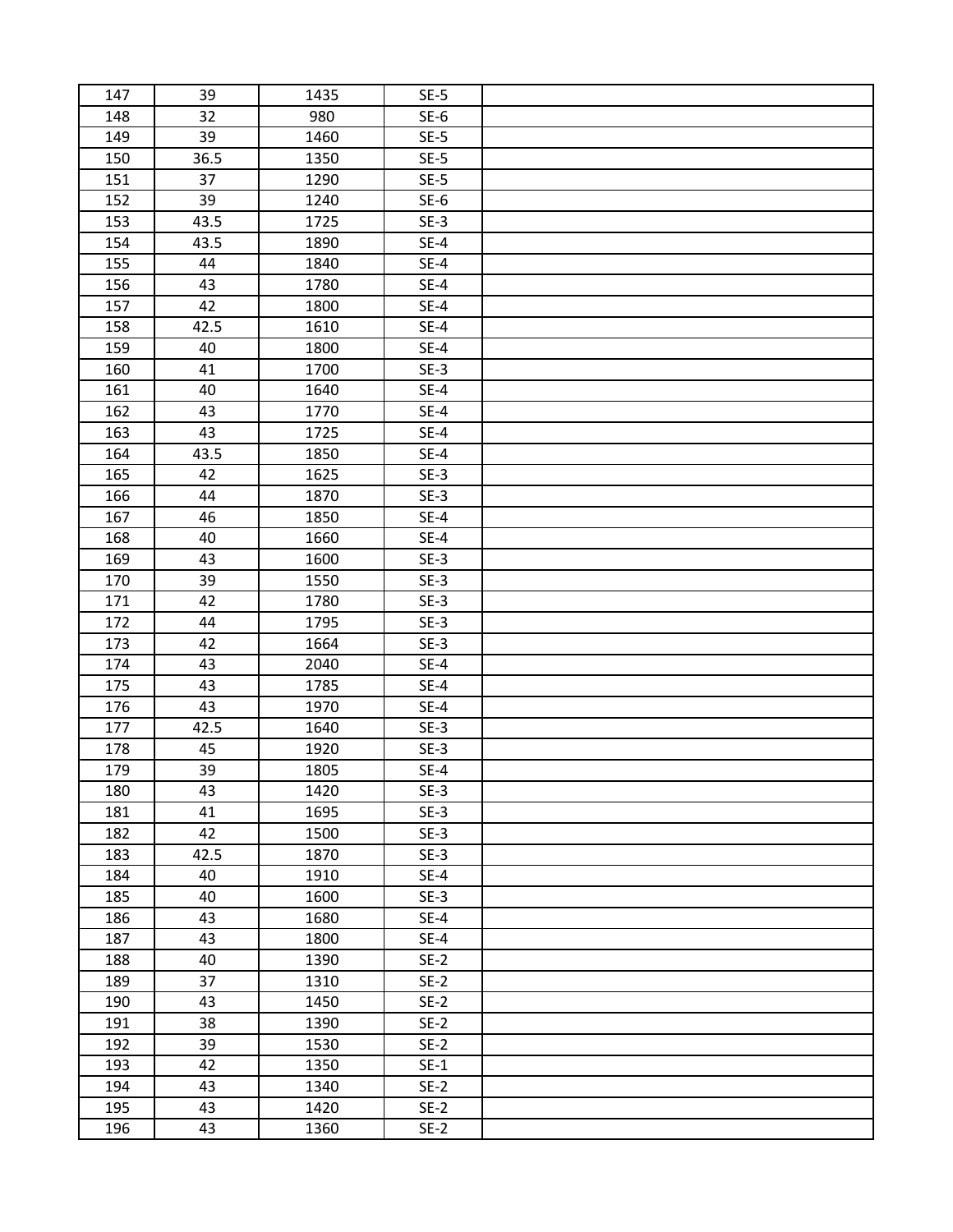| 147 | 39 | 1435 | SE-5 | |
|---|---|---|---|---|
| 148 | 32 | 980 | SE-6 | |
| 149 | 39 | 1460 | SE-5 | |
| 150 | 36.5 | 1350 | SE-5 | |
| 151 | 37 | 1290 | SE-5 | |
| 152 | 39 | 1240 | SE-6 | |
| 153 | 43.5 | 1725 | SE-3 | |
| 154 | 43.5 | 1890 | SE-4 | |
| 155 | 44 | 1840 | SE-4 | |
| 156 | 43 | 1780 | SE-4 | |
| 157 | 42 | 1800 | SE-4 | |
| 158 | 42.5 | 1610 | SE-4 | |
| 159 | 40 | 1800 | SE-4 | |
| 160 | 41 | 1700 | SE-3 | |
| 161 | 40 | 1640 | SE-4 | |
| 162 | 43 | 1770 | SE-4 | |
| 163 | 43 | 1725 | SE-4 | |
| 164 | 43.5 | 1850 | SE-4 | |
| 165 | 42 | 1625 | SE-3 | |
| 166 | 44 | 1870 | SE-3 | |
| 167 | 46 | 1850 | SE-4 | |
| 168 | 40 | 1660 | SE-4 | |
| 169 | 43 | 1600 | SE-3 | |
| 170 | 39 | 1550 | SE-3 | |
| 171 | 42 | 1780 | SE-3 | |
| 172 | 44 | 1795 | SE-3 | |
| 173 | 42 | 1664 | SE-3 | |
| 174 | 43 | 2040 | SE-4 | |
| 175 | 43 | 1785 | SE-4 | |
| 176 | 43 | 1970 | SE-4 | |
| 177 | 42.5 | 1640 | SE-3 | |
| 178 | 45 | 1920 | SE-3 | |
| 179 | 39 | 1805 | SE-4 | |
| 180 | 43 | 1420 | SE-3 | |
| 181 | 41 | 1695 | SE-3 | |
| 182 | 42 | 1500 | SE-3 | |
| 183 | 42.5 | 1870 | SE-3 | |
| 184 | 40 | 1910 | SE-4 | |
| 185 | 40 | 1600 | SE-3 | |
| 186 | 43 | 1680 | SE-4 | |
| 187 | 43 | 1800 | SE-4 | |
| 188 | 40 | 1390 | SE-2 | |
| 189 | 37 | 1310 | SE-2 | |
| 190 | 43 | 1450 | SE-2 | |
| 191 | 38 | 1390 | SE-2 | |
| 192 | 39 | 1530 | SE-2 | |
| 193 | 42 | 1350 | SE-1 | |
| 194 | 43 | 1340 | SE-2 | |
| 195 | 43 | 1420 | SE-2 | |
| 196 | 43 | 1360 | SE-2 | |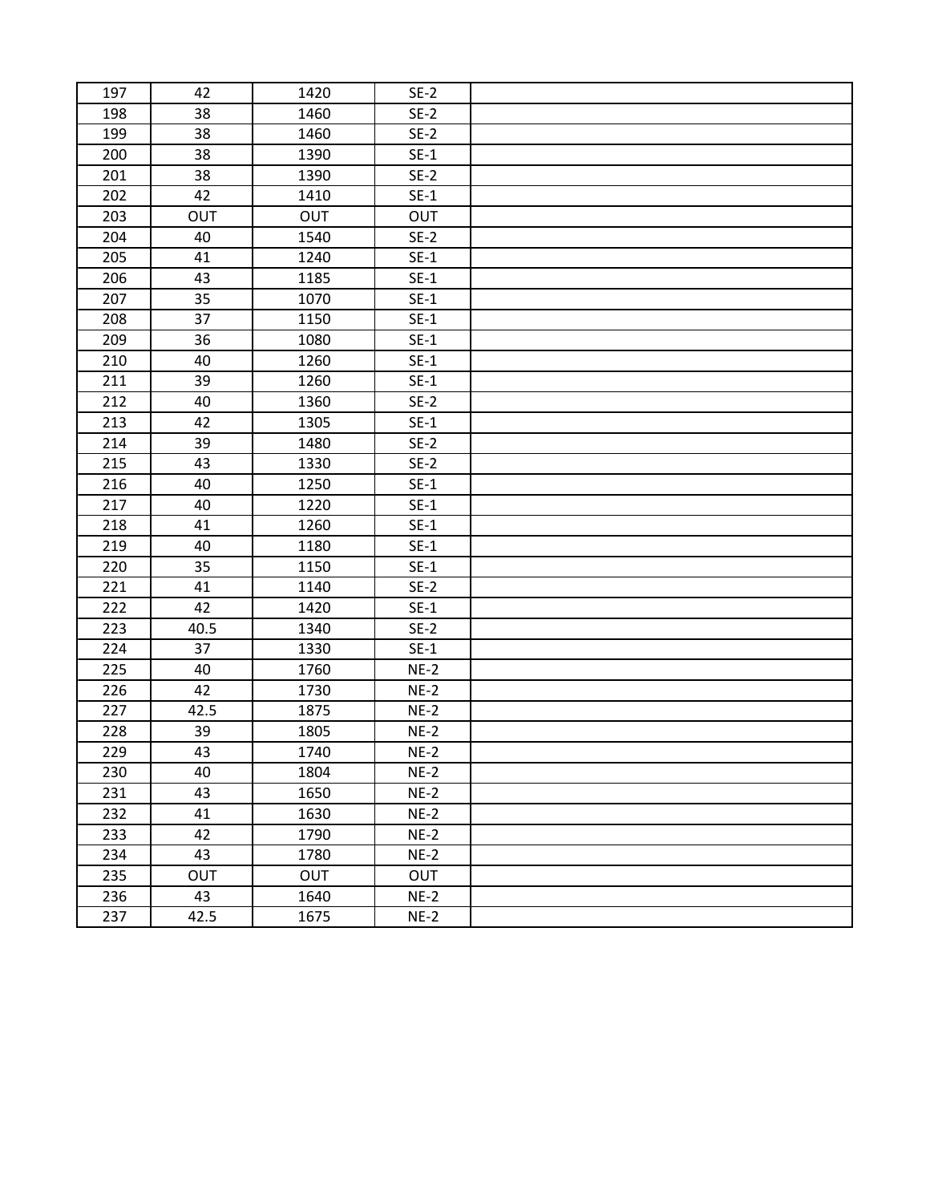| | | | | |
|---|---|---|---|---|
| 197 | 42 | 1420 | SE-2 | |
| 198 | 38 | 1460 | SE-2 | |
| 199 | 38 | 1460 | SE-2 | |
| 200 | 38 | 1390 | SE-1 | |
| 201 | 38 | 1390 | SE-2 | |
| 202 | 42 | 1410 | SE-1 | |
| 203 | OUT | OUT | OUT | |
| 204 | 40 | 1540 | SE-2 | |
| 205 | 41 | 1240 | SE-1 | |
| 206 | 43 | 1185 | SE-1 | |
| 207 | 35 | 1070 | SE-1 | |
| 208 | 37 | 1150 | SE-1 | |
| 209 | 36 | 1080 | SE-1 | |
| 210 | 40 | 1260 | SE-1 | |
| 211 | 39 | 1260 | SE-1 | |
| 212 | 40 | 1360 | SE-2 | |
| 213 | 42 | 1305 | SE-1 | |
| 214 | 39 | 1480 | SE-2 | |
| 215 | 43 | 1330 | SE-2 | |
| 216 | 40 | 1250 | SE-1 | |
| 217 | 40 | 1220 | SE-1 | |
| 218 | 41 | 1260 | SE-1 | |
| 219 | 40 | 1180 | SE-1 | |
| 220 | 35 | 1150 | SE-1 | |
| 221 | 41 | 1140 | SE-2 | |
| 222 | 42 | 1420 | SE-1 | |
| 223 | 40.5 | 1340 | SE-2 | |
| 224 | 37 | 1330 | SE-1 | |
| 225 | 40 | 1760 | NE-2 | |
| 226 | 42 | 1730 | NE-2 | |
| 227 | 42.5 | 1875 | NE-2 | |
| 228 | 39 | 1805 | NE-2 | |
| 229 | 43 | 1740 | NE-2 | |
| 230 | 40 | 1804 | NE-2 | |
| 231 | 43 | 1650 | NE-2 | |
| 232 | 41 | 1630 | NE-2 | |
| 233 | 42 | 1790 | NE-2 | |
| 234 | 43 | 1780 | NE-2 | |
| 235 | OUT | OUT | OUT | |
| 236 | 43 | 1640 | NE-2 | |
| 237 | 42.5 | 1675 | NE-2 | |